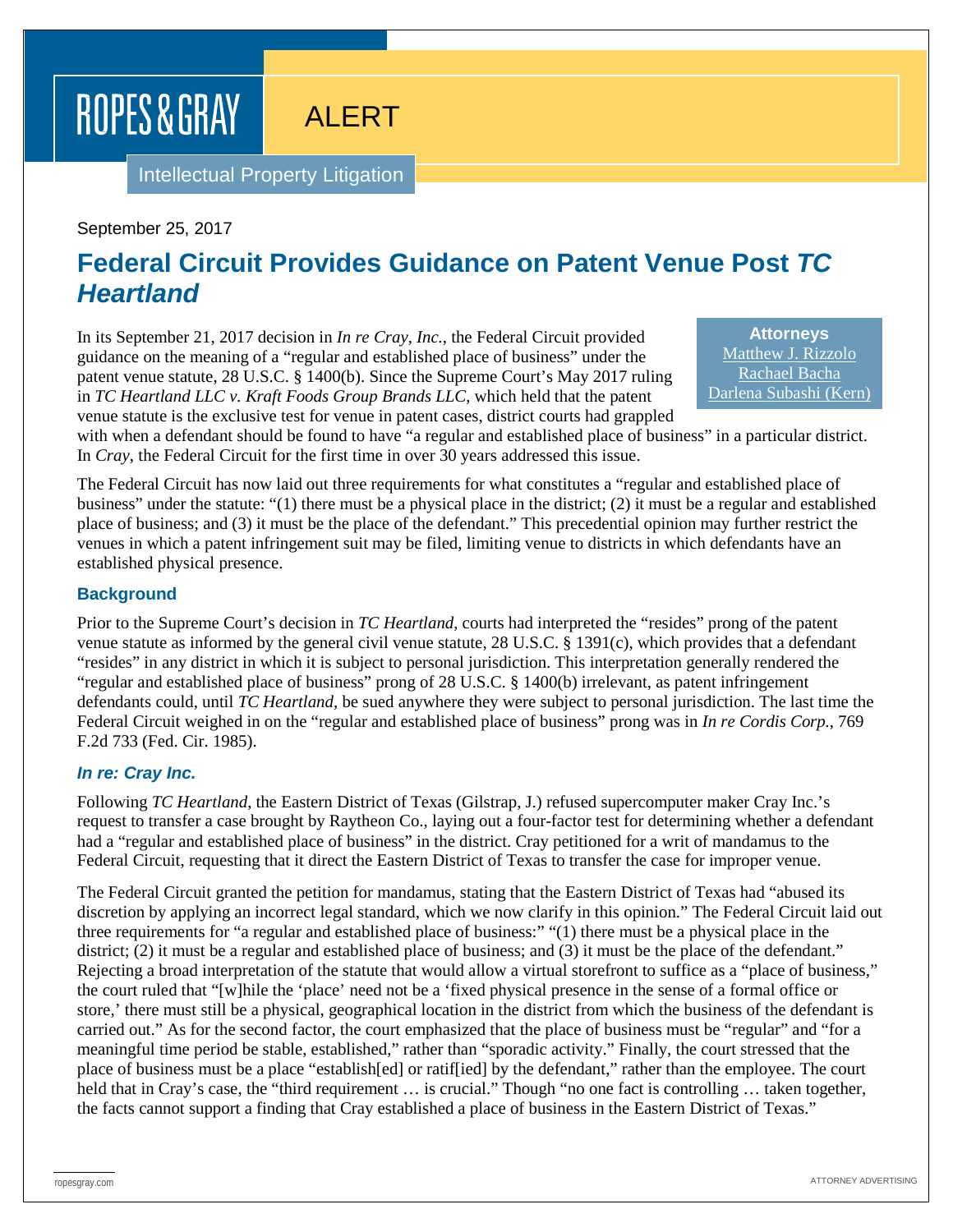ROPES & GRAY

ALERT

Intellectual Property Litigation

September 25, 2017

# Federal Circuit Provides Guidance on Patent Venue Post *TC Heartland*

**Attorneys**
Matthew J. Rizzolo
Rachael Bacha
Darlena Subashi (Kern)

In its September 21, 2017 decision in *In re Cray, Inc.*, the Federal Circuit provided guidance on the meaning of a "regular and established place of business" under the patent venue statute, 28 U.S.C. § 1400(b). Since the Supreme Court's May 2017 ruling in *TC Heartland LLC v. Kraft Foods Group Brands LLC*, which held that the patent venue statute is the exclusive test for venue in patent cases, district courts had grappled with when a defendant should be found to have "a regular and established place of business" in a particular district. In *Cray*, the Federal Circuit for the first time in over 30 years addressed this issue.

The Federal Circuit has now laid out three requirements for what constitutes a "regular and established place of business" under the statute: "(1) there must be a physical place in the district; (2) it must be a regular and established place of business; and (3) it must be the place of the defendant." This precedential opinion may further restrict the venues in which a patent infringement suit may be filed, limiting venue to districts in which defendants have an established physical presence.

## Background

Prior to the Supreme Court's decision in *TC Heartland*, courts had interpreted the "resides" prong of the patent venue statute as informed by the general civil venue statute, 28 U.S.C. § 1391(c), which provides that a defendant "resides" in any district in which it is subject to personal jurisdiction. This interpretation generally rendered the "regular and established place of business" prong of 28 U.S.C. § 1400(b) irrelevant, as patent infringement defendants could, until *TC Heartland*, be sued anywhere they were subject to personal jurisdiction. The last time the Federal Circuit weighed in on the "regular and established place of business" prong was in *In re Cordis Corp.*, 769 F.2d 733 (Fed. Cir. 1985).

## *In re: Cray Inc.*

Following *TC Heartland*, the Eastern District of Texas (Gilstrap, J.) refused supercomputer maker Cray Inc.'s request to transfer a case brought by Raytheon Co., laying out a four-factor test for determining whether a defendant had a "regular and established place of business" in the district. Cray petitioned for a writ of mandamus to the Federal Circuit, requesting that it direct the Eastern District of Texas to transfer the case for improper venue.

The Federal Circuit granted the petition for mandamus, stating that the Eastern District of Texas had "abused its discretion by applying an incorrect legal standard, which we now clarify in this opinion." The Federal Circuit laid out three requirements for "a regular and established place of business:" "(1) there must be a physical place in the district; (2) it must be a regular and established place of business; and (3) it must be the place of the defendant." Rejecting a broad interpretation of the statute that would allow a virtual storefront to suffice as a "place of business," the court ruled that "[w]hile the 'place' need not be a 'fixed physical presence in the sense of a formal office or store,' there must still be a physical, geographical location in the district from which the business of the defendant is carried out." As for the second factor, the court emphasized that the place of business must be "regular" and "for a meaningful time period be stable, established," rather than "sporadic activity." Finally, the court stressed that the place of business must be a place "establish[ed] or ratif[ied] by the defendant," rather than the employee. The court held that in Cray's case, the "third requirement … is crucial." Though "no one fact is controlling … taken together, the facts cannot support a finding that Cray established a place of business in the Eastern District of Texas."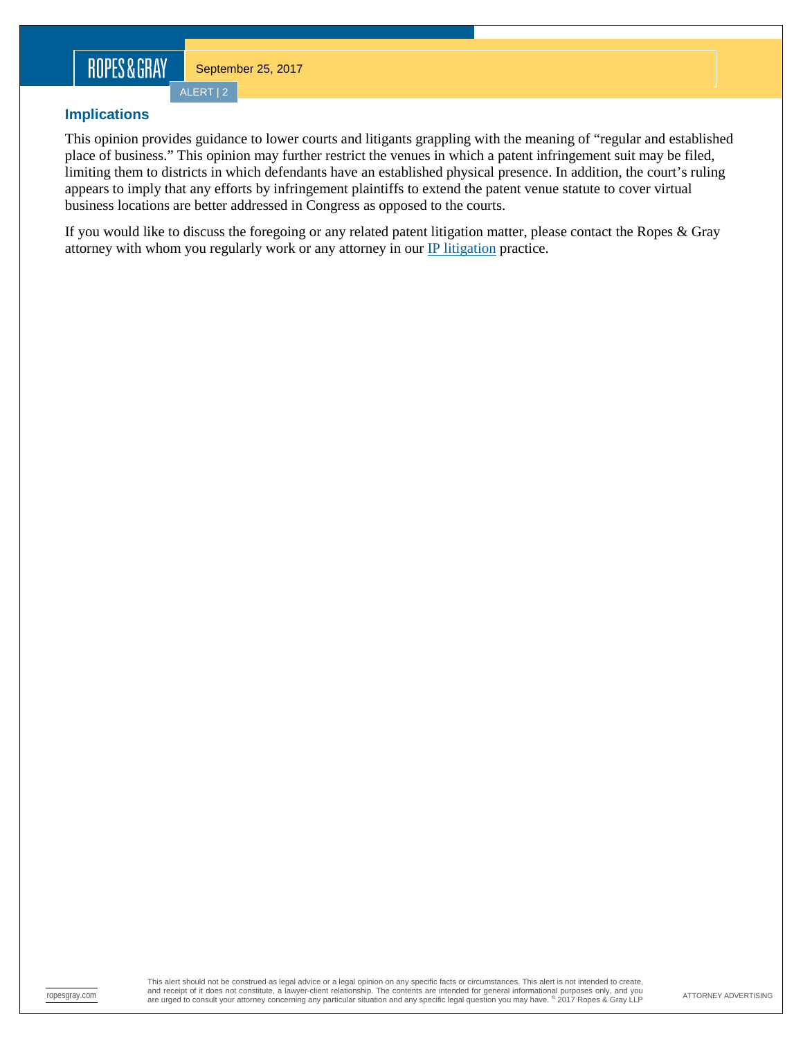## Implications

This opinion provides guidance to lower courts and litigants grappling with the meaning of "regular and established place of business." This opinion may further restrict the venues in which a patent infringement suit may be filed, limiting them to districts in which defendants have an established physical presence. In addition, the court's ruling appears to imply that any efforts by infringement plaintiffs to extend the patent venue statute to cover virtual business locations are better addressed in Congress as opposed to the courts.

If you would like to discuss the foregoing or any related patent litigation matter, please contact the Ropes & Gray attorney with whom you regularly work or any attorney in our IP litigation practice.

This alert should not be construed as legal advice or a legal opinion on any specific facts or circumstances. This alert is not intended to create, and receipt of it does not constitute, a lawyer-client relationship. The contents are intended for general informational purposes only, and you are urged to consult your attorney concerning any particular situation and any specific legal question you may have. © 2017 Ropes & Gray LLP

ATTORNEY ADVERTISING